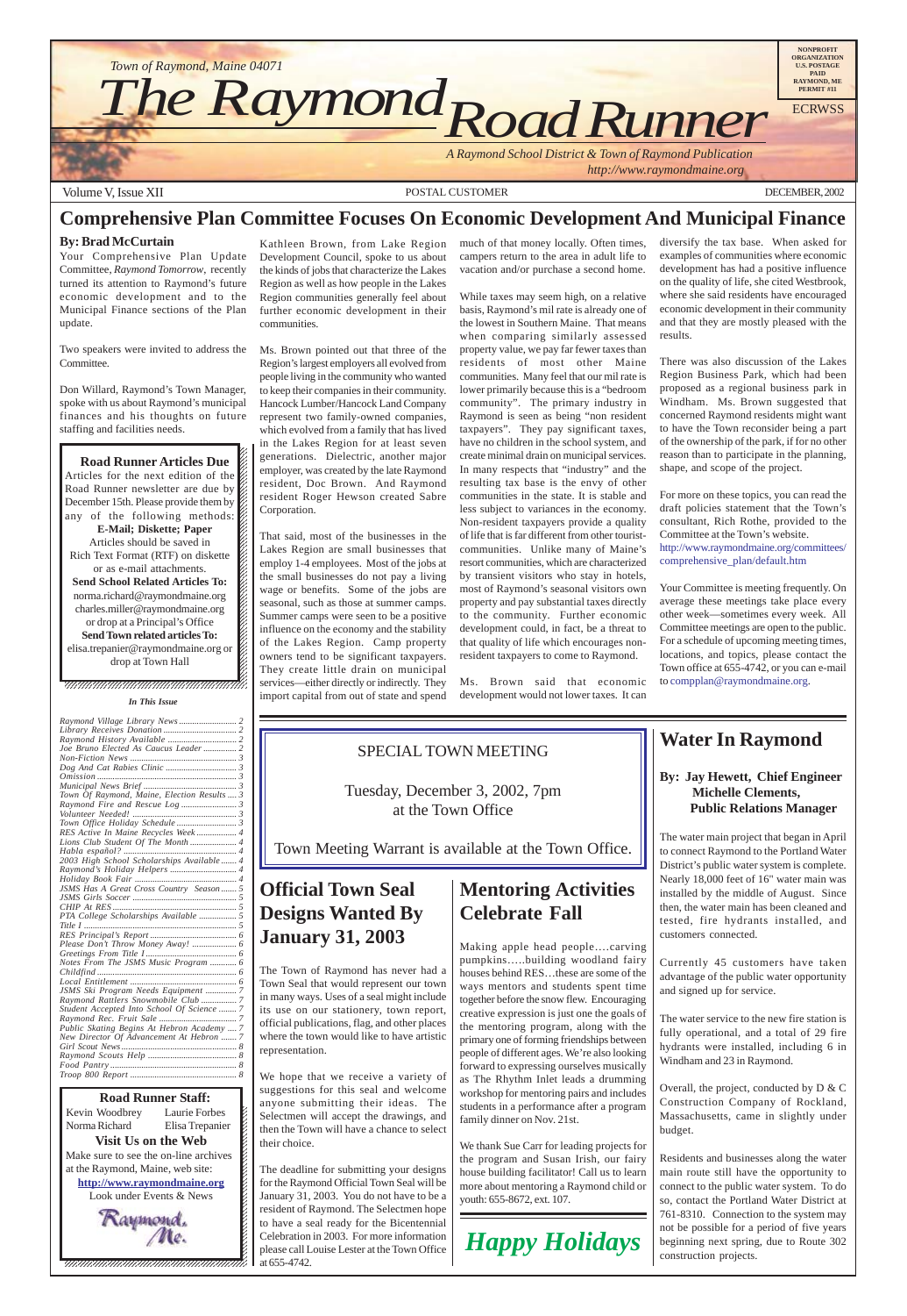*Town of Raymond, Maine 04071*

# The Raymond Road Runner

*A Raymond School District & Town of Raymond Publication*
*http://www.raymondmaine.org*

NONPROFIT ORGANIZATION U.S. POSTAGE PAID RAYMOND, ME PERMIT #11

ECRWSS

Volume V, Issue XII — POSTAL CUSTOMER — DECEMBER, 2002

## Comprehensive Plan Committee Focuses On Economic Development And Municipal Finance

**By: Brad McCurtain**

Your Comprehensive Plan Update Committee, *Raymond Tomorrow*, recently turned its attention to Raymond's future economic development and to the Municipal Finance sections of the Plan update.

Two speakers were invited to address the Committee.

Don Willard, Raymond's Town Manager, spoke with us about Raymond's municipal finances and his thoughts on future staffing and facilities needs.

Kathleen Brown, from Lake Region Development Council, spoke to us about the kinds of jobs that characterize the Lakes Region as well as how people in the Lakes Region communities generally feel about further economic development in their communities.

Ms. Brown pointed out that three of the Region's largest employers all evolved from people living in the community who wanted to keep their companies in their community. Hancock Lumber/Hancock Land Company represent two family-owned companies, which evolved from a family that has lived in the Lakes Region for at least seven generations. Dielectric, another major employer, was created by the late Raymond resident, Doc Brown. And Raymond resident Roger Hewson created Sabre Corporation.

That said, most of the businesses in the Lakes Region are small businesses that employ 1-4 employees. Most of the jobs at the small businesses do not pay a living wage or benefits. Some of the jobs are seasonal, such as those at summer camps. Summer camps were seen to be a positive influence on the economy and the stability of the Lakes Region. Camp property owners tend to be significant taxpayers. They create little drain on municipal services—either directly or indirectly. They import capital from out of state and spend much of that money locally. Often times, campers return to the area in adult life to vacation and/or purchase a second home.

While taxes may seem high, on a relative basis, Raymond's mil rate is already one of the lowest in Southern Maine. That means when comparing similarly assessed property value, we pay far fewer taxes than residents of most other Maine communities. Many feel that our mil rate is lower primarily because this is a "bedroom community". The primary industry in Raymond is seen as being "non resident taxpayers". They pay significant taxes, have no children in the school system, and create minimal drain on municipal services. In many respects that "industry" and the resulting tax base is the envy of other communities in the state. It is stable and less subject to variances in the economy. Non-resident taxpayers provide a quality of life that is far different from other tourist-communities. Unlike many of Maine's resort communities, which are characterized by transient visitors who stay in hotels, most of Raymond's seasonal visitors own property and pay substantial taxes directly to the community. Further economic development could, in fact, be a threat to that quality of life which encourages non-resident taxpayers to come to Raymond.

Ms. Brown said that economic development would not lower taxes. It can diversify the tax base. When asked for examples of communities where economic development has had a positive influence on the quality of life, she cited Westbrook, where she said residents have encouraged economic development in their community and that they are mostly pleased with the results.

There was also discussion of the Lakes Region Business Park, which had been proposed as a regional business park in Windham. Ms. Brown suggested that concerned Raymond residents might want to have the Town reconsider being a part of the ownership of the park, if for no other reason than to participate in the planning, shape, and scope of the project.

For more on these topics, you can read the draft policies statement that the Town's consultant, Rich Rothe, provided to the Committee at the Town's website. http://www.raymondmaine.org/committees/comprehensive_plan/default.htm

Your Committee is meeting frequently. On average these meetings take place every other week—sometimes every week. All Committee meetings are open to the public. For a schedule of upcoming meeting times, locations, and topics, please contact the Town office at 655-4742, or you can e-mail to compplan@raymondmaine.org.

---

**Road Runner Articles Due**

Articles for the next edition of the Road Runner newsletter are due by December 15th. Please provide them by any of the following methods:

**E-Mail; Diskette; Paper**

Articles should be saved in Rich Text Format (RTF) on diskette or as e-mail attachments.

**Send School Related Articles To:**
norma.richard@raymondmaine.org
charles.miller@raymondmaine.org
or drop at a Principal's Office

**Send Town related articles To:**
elisa.trepanier@raymondmaine.org or drop at Town Hall

---

*In This Issue*

- Raymond Village Library News ... 2
- Library Receives Donation ... 2
- Raymond History Available ... 2
- Joe Bruno Elected As Caucus Leader ... 2
- Non-Fiction News ... 3
- Dog And Cat Rabies Clinic ... 3
- Omission ... 3
- Municipal News Brief ... 3
- Town Of Raymond, Maine, Election Results ... 3
- Raymond Fire and Rescue Log ... 3
- Volunteer Needed! ... 3
- Town Office Holiday Schedule ... 3
- RES Active In Maine Recycles Week ... 4
- Lions Club Student Of The Month ... 4
- Habla español? ... 4
- 2003 High School Scholarships Available ... 4
- Raymond's Holiday Helpers ... 4
- Holiday Book Fair ... 4
- JSMS Has A Great Cross Country Season ... 5
- JSMS Girls Soccer ... 5
- CHIP At RES ... 5
- PTA College Scholarships Available ... 5
- Title I ... 5
- RES Principal's Report ... 6
- Please Don't Throw Money Away! ... 6
- Greetings From Title I ... 6
- Notes From The JSMS Music Program ... 6
- Childfind ... 6
- Local Entitlement ... 6
- JSMS Ski Program Needs Equipment ... 7
- Raymond Rattlers Snowmobile Club ... 7
- Student Accepted Into School Of Science ... 7
- Raymond Rec. Fruit Sale ... 7
- Public Skating Begins At Hebron Academy ... 7
- New Director Of Advancement At Hebron ... 7
- Girl Scout News ... 8
- Raymond Scouts Help ... 8
- Food Pantry ... 8
- Troop 800 Report ... 8

---

**Road Runner Staff:**

Kevin Woodbrey, Laurie Forbes, Norma Richard, Elisa Trepanier

**Visit Us on the Web**

Make sure to see the on-line archives at the Raymond, Maine, web site:
**http://www.raymondmaine.org**
Look under Events & News

Raymond, Me.

---

SPECIAL TOWN MEETING

Tuesday, December 3, 2002, 7pm
at the Town Office

Town Meeting Warrant is available at the Town Office.

---

## Official Town Seal Designs Wanted By January 31, 2003

The Town of Raymond has never had a Town Seal that would represent our town in many ways. Uses of a seal might include its use on our stationery, town report, official publications, flag, and other places where the town would like to have artistic representation.

We hope that we receive a variety of suggestions for this seal and welcome anyone submitting their ideas. The Selectmen will accept the drawings, and then the Town will have a chance to select their choice.

The deadline for submitting your designs for the Raymond Official Town Seal will be January 31, 2003. You do not have to be a resident of Raymond. The Selectmen hope to have a seal ready for the Bicentennial Celebration in 2003. For more information please call Louise Lester at the Town Office at 655-4742.

## Mentoring Activities Celebrate Fall

Making apple head people….carving pumpkins…..building woodland fairy houses behind RES…these are some of the ways mentors and students spent time together before the snow flew. Encouraging creative expression is just one the goals of the mentoring program, along with the primary one of forming friendships between people of different ages. We're also looking forward to expressing ourselves musically as The Rhythm Inlet leads a drumming workshop for mentoring pairs and includes students in a performance after a program family dinner on Nov. 21st.

We thank Sue Carr for leading projects for the program and Susan Irish, our fairy house building facilitator! Call us to learn more about mentoring a Raymond child or youth: 655-8672, ext. 107.

*Happy Holidays*

## Water In Raymond

**By: Jay Hewett, Chief Engineer**
**Michelle Clements, Public Relations Manager**

The water main project that began in April to connect Raymond to the Portland Water District's public water system is complete. Nearly 18,000 feet of 16" water main was installed by the middle of August. Since then, the water main has been cleaned and tested, fire hydrants installed, and customers connected.

Currently 45 customers have taken advantage of the public water opportunity and signed up for service.

The water service to the new fire station is fully operational, and a total of 29 fire hydrants were installed, including 6 in Windham and 23 in Raymond.

Overall, the project, conducted by D & C Construction Company of Rockland, Massachusetts, came in slightly under budget.

Residents and businesses along the water main route still have the opportunity to connect to the public water system. To do so, contact the Portland Water District at 761-8310. Connection to the system may not be possible for a period of five years beginning next spring, due to Route 302 construction projects.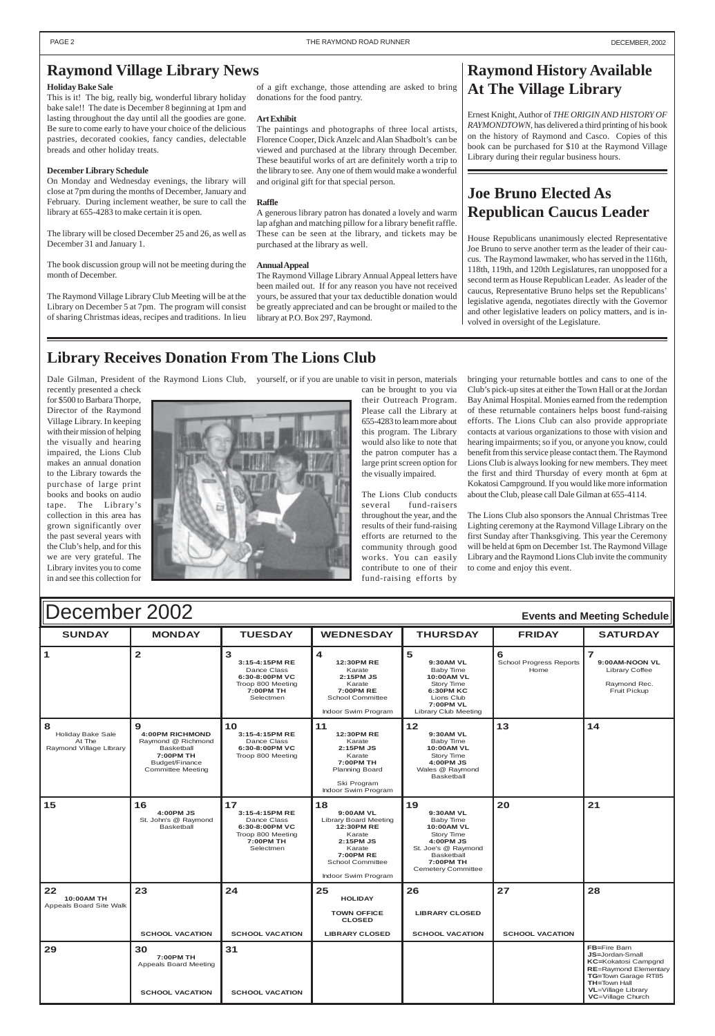# Raymond Village Library News

**Holiday Bake Sale**

This is it! The big, really big, wonderful library holiday bake sale!! The date is December 8 beginning at 1pm and lasting throughout the day until all the goodies are gone. Be sure to come early to have your choice of the delicious pastries, decorated cookies, fancy candies, delectable breads and other holiday treats.

**December Library Schedule**

On Monday and Wednesday evenings, the library will close at 7pm during the months of December, January and February. During inclement weather, be sure to call the library at 655-4283 to make certain it is open.

The library will be closed December 25 and 26, as well as December 31 and January 1.

The book discussion group will not be meeting during the month of December.

The Raymond Village Library Club Meeting will be at the Library on December 5 at 7pm. The program will consist of sharing Christmas ideas, recipes and traditions. In lieu of a gift exchange, those attending are asked to bring donations for the food pantry.

**Art Exhibit**

The paintings and photographs of three local artists, Florence Cooper, Dick Anzelc and Alan Shadbolt's can be viewed and purchased at the library through December. These beautiful works of art are definitely worth a trip to the library to see. Any one of them would make a wonderful and original gift for that special person.

**Raffle**

A generous library patron has donated a lovely and warm lap afghan and matching pillow for a library benefit raffle. These can be seen at the library, and tickets may be purchased at the library as well.

**Annual Appeal**

The Raymond Village Library Annual Appeal letters have been mailed out. If for any reason you have not received yours, be assured that your tax deductible donation would be greatly appreciated and can be brought or mailed to the library at P.O. Box 297, Raymond.

# Raymond History Available At The Village Library

Ernest Knight, Author of *THE ORIGIN AND HISTORY OF RAYMONDTOWN*, has delivered a third printing of his book on the history of Raymond and Casco. Copies of this book can be purchased for $10 at the Raymond Village Library during their regular business hours.

# Joe Bruno Elected As Republican Caucus Leader

House Republicans unanimously elected Representative Joe Bruno to serve another term as the leader of their caucus. The Raymond lawmaker, who has served in the 116th, 118th, 119th, and 120th Legislatures, ran unopposed for a second term as House Republican Leader. As leader of the caucus, Representative Bruno helps set the Republicans' legislative agenda, negotiates directly with the Governor and other legislative leaders on policy matters, and is involved in oversight of the Legislature.

# Library Receives Donation From The Lions Club

Dale Gilman, President of the Raymond Lions Club, recently presented a check for $500 to Barbara Thorpe, Director of the Raymond Village Library. In keeping with their mission of helping the visually and hearing impaired, the Lions Club makes an annual donation to the Library towards the purchase of large print books and books on audio tape. The Library's collection in this area has grown significantly over the past several years with the Club's help, and for this we are very grateful. The Library invites you to come in and see this collection for yourself, or if you are unable to visit in person, materials can be brought to you via their Outreach Program. Please call the Library at 655-4283 to learn more about this program. The Library would also like to note that the patron computer has a large print screen option for the visually impaired.

The Lions Club conducts several fund-raisers throughout the year, and the results of their fund-raising efforts are returned to the community through good works. You can easily contribute to one of their fund-raising efforts by bringing your returnable bottles and cans to one of the Club's pick-up sites at either the Town Hall or at the Jordan Bay Animal Hospital. Monies earned from the redemption of these returnable containers helps boost fund-raising efforts. The Lions Club can also provide appropriate contacts at various organizations to those with vision and hearing impairments; so if you, or anyone you know, could benefit from this service please contact them. The Raymond Lions Club is always looking for new members. They meet the first and third Thursday of every month at 6pm at Kokatosi Campground. If you would like more information about the Club, please call Dale Gilman at 655-4114.

The Lions Club also sponsors the Annual Christmas Tree Lighting ceremony at the Raymond Village Library on the first Sunday after Thanksgiving. This year the Ceremony will be held at 6pm on December 1st. The Raymond Village Library and the Raymond Lions Club invite the community to come and enjoy this event.

# December 2002

**Events and Meeting Schedule**

| SUNDAY | MONDAY | TUESDAY | WEDNESDAY | THURSDAY | FRIDAY | SATURDAY |
|---|---|---|---|---|---|---|
| 1 | 2 | 3 **3:15-4:15PM RE** Dance Class **6:30-8:00PM VC** Troop 800 Meeting **7:00PM TH** Selectmen | 4 **12:30PM RE** Karate **2:15PM JS** Karate **7:00PM RE** School Committee; Indoor Swim Program | 5 **9:30AM VL** Baby Time **10:00AM VL** Story Time **6:30PM KC** Lions Club **7:00PM VL** Library Club Meeting | 6 School Progress Reports Home | 7 **9:00AM-NOON VL** Library Coffee; Raymond Rec. Fruit Pickup |
| 8 Holiday Bake Sale At The Raymond Village Library | 9 **4:00PM RICHMOND** Raymond @ Richmond Basketball **7:00PM TH** Budget/Finance Committee Meeting | 10 **3:15-4:15PM RE** Dance Class **6:30-8:00PM VC** Troop 800 Meeting | 11 **12:30PM RE** Karate **2:15PM JS** Karate **7:00PM TH** Planning Board; Ski Program; Indoor Swim Program | 12 **9:30AM VL** Baby Time **10:00AM VL** Story Time **4:00PM JS** Wales @ Raymond Basketball | 13 | 14 |
| 15 | 16 **4:00PM JS** St. John's @ Raymond Basketball | 17 **3:15-4:15PM RE** Dance Class **6:30-8:00PM VC** Troop 800 Meeting **7:00PM TH** Selectmen | 18 **9:00AM VL** Library Board Meeting **12:30PM RE** Karate **2:15PM JS** Karate **7:00PM RE** School Committee; Indoor Swim Program | 19 **9:30AM VL** Baby Time **10:00AM VL** Story Time **4:00PM JS** St. Joe's @ Raymond Basketball **7:00PM TH** Cemetery Committee | 20 | 21 |
| 22 **10:00AM TH** Appeals Board Site Walk | 23 **SCHOOL VACATION** | 24 **SCHOOL VACATION** | 25 **HOLIDAY** **TOWN OFFICE CLOSED** **LIBRARY CLOSED** | 26 **LIBRARY CLOSED** **SCHOOL VACATION** | 27 **SCHOOL VACATION** | 28 |
| 29 | 30 **7:00PM TH** Appeals Board Meeting **SCHOOL VACATION** | 31 **SCHOOL VACATION** | | | | **FB**=Fire Barn **JS**=Jordan-Small **KC**=Kokatosi Campgnd **RE**=Raymond Elementary **TG**=Town Garage RT85 **TH**=Town Hall **VL**=Village Library **VC**=Village Church |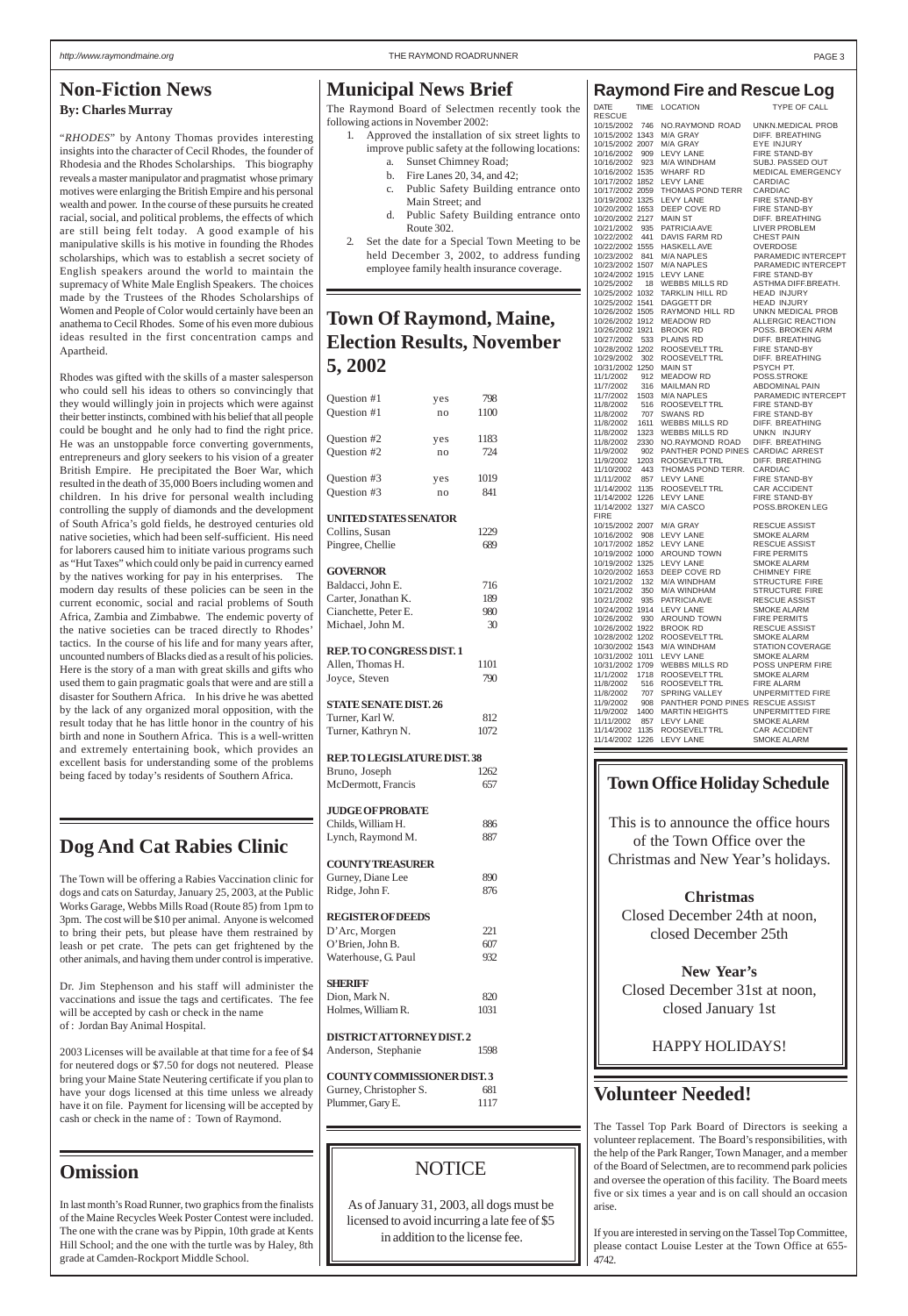## Non-Fiction News

**By: Charles Murray**

"*RHODES*" by Antony Thomas provides interesting insights into the character of Cecil Rhodes, the founder of Rhodesia and the Rhodes Scholarships. This biography reveals a master manipulator and pragmatist whose primary motives were enlarging the British Empire and his personal wealth and power. In the course of these pursuits he created racial, social, and political problems, the effects of which are still being felt today. A good example of his manipulative skills is his motive in founding the Rhodes scholarships, which was to establish a secret society of English speakers around the world to maintain the supremacy of White Male English Speakers. The choices made by the Trustees of the Rhodes Scholarships of Women and People of Color would certainly have been an anathema to Cecil Rhodes. Some of his even more dubious ideas resulted in the first concentration camps and Apartheid.

Rhodes was gifted with the skills of a master salesperson who could sell his ideas to others so convincingly that they would willingly join in projects which were against their better instincts, combined with his belief that all people could be bought and he only had to find the right price. He was an unstoppable force converting governments, entrepreneurs and glory seekers to his vision of a greater British Empire. He precipitated the Boer War, which resulted in the death of 35,000 Boers including women and children. In his drive for personal wealth including controlling the supply of diamonds and the development of South Africa's gold fields, he destroyed centuries old native societies, which had been self-sufficient. His need for laborers caused him to initiate various programs such as "Hut Taxes" which could only be paid in currency earned by the natives working for pay in his enterprises. The modern day results of these policies can be seen in the current economic, social and racial problems of South Africa, Zambia and Zimbabwe. The endemic poverty of the native societies can be traced directly to Rhodes' tactics. In the course of his life and for many years after, uncounted numbers of Blacks died as a result of his policies. Here is the story of a man with great skills and gifts who used them to gain pragmatic goals that were and are still a disaster for Southern Africa. In his drive he was abetted by the lack of any organized moral opposition, with the result today that he has little honor in the country of his birth and none in Southern Africa. This is a well-written and extremely entertaining book, which provides an excellent basis for understanding some of the problems being faced by today's residents of Southern Africa.

## Dog And Cat Rabies Clinic

The Town will be offering a Rabies Vaccination clinic for dogs and cats on Saturday, January 25, 2003, at the Public Works Garage, Webbs Mills Road (Route 85) from 1pm to 3pm. The cost will be $10 per animal. Anyone is welcomed to bring their pets, but please have them restrained by leash or pet crate. The pets can get frightened by the other animals, and having them under control is imperative.

Dr. Jim Stephenson and his staff will administer the vaccinations and issue the tags and certificates. The fee will be accepted by cash or check in the name of : Jordan Bay Animal Hospital.

2003 Licenses will be available at that time for a fee of $4 for neutered dogs or $7.50 for dogs not neutered. Please bring your Maine State Neutering certificate if you plan to have your dogs licensed at this time unless we already have it on file. Payment for licensing will be accepted by cash or check in the name of : Town of Raymond.

## Omission

In last month's Road Runner, two graphics from the finalists of the Maine Recycles Week Poster Contest were included. The one with the crane was by Pippin, 10th grade at Kents Hill School; and the one with the turtle was by Haley, 8th grade at Camden-Rockport Middle School.

## Municipal News Brief

The Raymond Board of Selectmen recently took the following actions in November 2002:

1. Approved the installation of six street lights to improve public safety at the following locations:
   a. Sunset Chimney Road;
   b. Fire Lanes 20, 34, and 42;
   c. Public Safety Building entrance onto Main Street; and
   d. Public Safety Building entrance onto Route 302.
2. Set the date for a Special Town Meeting to be held December 3, 2002, to address funding employee family health insurance coverage.

## Town Of Raymond, Maine, Election Results, November 5, 2002

| | | |
|---|---|---|
| Question #1 | yes | 798 |
| Question #1 | no | 1100 |
| Question #2 | yes | 1183 |
| Question #2 | no | 724 |
| Question #3 | yes | 1019 |
| Question #3 | no | 841 |

**UNITED STATES SENATOR**

| | |
|---|---|
| Collins, Susan | 1229 |
| Pingree, Chellie | 689 |

**GOVERNOR**

| | |
|---|---|
| Baldacci, John E. | 716 |
| Carter, Jonathan K. | 189 |
| Cianchette, Peter E. | 980 |
| Michael, John M. | 30 |

**REP. TO CONGRESS DIST. 1**

| | |
|---|---|
| Allen, Thomas H. | 1101 |
| Joyce, Steven | 790 |

**STATE SENATE DIST. 26**

| | |
|---|---|
| Turner, Karl W. | 812 |
| Turner, Kathryn N. | 1072 |

**REP. TO LEGISLATURE DIST. 38**

| | |
|---|---|
| Bruno, Joseph | 1262 |
| McDermott, Francis | 657 |

**JUDGE OF PROBATE**

| | |
|---|---|
| Childs, William H. | 886 |
| Lynch, Raymond M. | 887 |

**COUNTY TREASURER**

| | |
|---|---|
| Gurney, Diane Lee | 890 |
| Ridge, John F. | 876 |

**REGISTER OF DEEDS**

| | |
|---|---|
| D'Arc, Morgen | 221 |
| O'Brien, John B. | 607 |
| Waterhouse, G. Paul | 932 |

**SHERIFF**

| | |
|---|---|
| Dion, Mark N. | 820 |
| Holmes, William R. | 1031 |

**DISTRICT ATTORNEY DIST. 2**

| | |
|---|---|
| Anderson, Stephanie | 1598 |

**COUNTY COMMISSIONER DIST. 3**

| | |
|---|---|
| Gurney, Christopher S. | 681 |
| Plummer, Gary E. | 1117 |

## NOTICE

As of January 31, 2003, all dogs must be licensed to avoid incurring a late fee of $5 in addition to the license fee.

## Raymond Fire and Rescue Log

| DATE | TIME | LOCATION | TYPE OF CALL |
|---|---|---|---|
| **RESCUE** | | | |
| 10/15/2002 | 746 | NO.RAYMOND ROAD | UNKN.MEDICAL PROB |
| 10/15/2002 | 1343 | M/A GRAY | DIFF. BREATHING |
| 10/15/2002 | 2007 | M/A GRAY | EYE INJURY |
| 10/16/2002 | 909 | LEVY LANE | FIRE STAND-BY |
| 10/16/2002 | 923 | M/A WINDHAM | SUBJ. PASSED OUT |
| 10/16/2002 | 1535 | WHARF RD | MEDICAL EMERGENCY |
| 10/17/2002 | 1852 | LEVY LANE | CARDIAC |
| 10/17/2002 | 2059 | THOMAS POND TERR | CARDIAC |
| 10/19/2002 | 1325 | LEVY LANE | FIRE STAND-BY |
| 10/20/2002 | 1653 | DEEP COVE RD | FIRE STAND-BY |
| 10/20/2002 | 2127 | MAIN ST | DIFF. BREATHING |
| 10/21/2002 | 935 | PATRICIA AVE | LIVER PROBLEM |
| 10/22/2002 | 441 | DAVIS FARM RD | CHEST PAIN |
| 10/22/2002 | 1555 | HASKELL AVE | OVERDOSE |
| 10/23/2002 | 841 | M/A NAPLES | PARAMEDIC INTERCEPT |
| 10/23/2002 | 1507 | M/A NAPLES | PARAMEDIC INTERCEPT |
| 10/24/2002 | 1915 | LEVY LANE | FIRE STAND-BY |
| 10/25/2002 | 18 | WEBBS MILLS RD | ASTHMA DIFF.BREATH. |
| 10/25/2002 | 1032 | TARKLIN HILL RD | HEAD INJURY |
| 10/25/2002 | 1541 | DAGGETT DR | HEAD INJURY |
| 10/26/2002 | 1505 | RAYMOND HILL RD | UNKN MEDICAL PROB |
| 10/26/2002 | 1912 | MEADOW RD | ALLERGIC REACTION |
| 10/26/2002 | 1921 | BROOK RD | POSS. BROKEN ARM |
| 10/27/2002 | 533 | PLAINS RD | DIFF. BREATHING |
| 10/28/2002 | 1202 | ROOSEVELT TRL | FIRE STAND-BY |
| 10/29/2002 | 302 | ROOSEVELT TRL | DIFF. BREATHING |
| 10/31/2002 | 1250 | MAIN ST | PSYCH PT. |
| 11/1/2002 | 912 | MEADOW RD | POSS.STROKE |
| 11/7/2002 | 316 | MAILMAN RD | ABDOMINAL PAIN |
| 11/7/2002 | 1503 | M/A NAPLES | PARAMEDIC INTERCEPT |
| 11/8/2002 | 516 | ROOSEVELT TRL | FIRE STAND-BY |
| 11/8/2002 | 707 | SWANS RD | FIRE STAND-BY |
| 11/8/2002 | 1611 | WEBBS MILLS RD | DIFF. BREATHING |
| 11/8/2002 | 1323 | WEBBS MILLS RD | UNKN INJURY |
| 11/8/2002 | 2330 | NO.RAYMOND ROAD | DIFF. BREATHING |
| 11/9/2002 | 902 | PANTHER POND PINES | CARDIAC ARREST |
| 11/9/2002 | 1203 | ROOSEVELT TRL | DIFF. BREATHING |
| 11/10/2002 | 443 | THOMAS POND TERR. | CARDIAC |
| 11/11/2002 | 857 | LEVY LANE | FIRE STAND-BY |
| 11/14/2002 | 1135 | ROOSEVELT TRL | CAR ACCIDENT |
| 11/14/2002 | 1226 | LEVY LANE | FIRE STAND-BY |
| 11/14/2002 | 1327 | M/A CASCO | POSS.BROKEN LEG |
| **FIRE** | | | |
| 10/15/2002 | 2007 | M/A GRAY | RESCUE ASSIST |
| 10/16/2002 | 908 | LEVY LANE | SMOKE ALARM |
| 10/17/2002 | 1852 | LEVY LANE | RESCUE ASSIST |
| 10/19/2002 | 1000 | AROUND TOWN | FIRE PERMITS |
| 10/19/2002 | 1325 | LEVY LANE | SMOKE ALARM |
| 10/20/2002 | 1653 | DEEP COVE RD | CHIMNEY FIRE |
| 10/21/2002 | 132 | M/A WINDHAM | STRUCTURE FIRE |
| 10/21/2002 | 350 | M/A WINDHAM | STRUCTURE FIRE |
| 10/21/2002 | 935 | PATRICIA AVE | RESCUE ASSIST |
| 10/24/2002 | 1914 | LEVY LANE | SMOKE ALARM |
| 10/26/2002 | 930 | AROUND TOWN | FIRE PERMITS |
| 10/26/2002 | 1922 | BROOK RD | RESCUE ASSIST |
| 10/28/2002 | 1202 | ROOSEVELT TRL | SMOKE ALARM |
| 10/30/2002 | 1543 | M/A WINDHAM | STATION COVERAGE |
| 10/31/2002 | 1011 | LEVY LANE | SMOKE ALARM |
| 10/31/2002 | 1709 | WEBBS MILLS RD | POSS UNPERM FIRE |
| 11/1/2002 | 1718 | ROOSEVELT TRL | SMOKE ALARM |
| 11/8/2002 | 516 | ROOSEVELT TRL | FIRE ALARM |
| 11/8/2002 | 707 | SPRING VALLEY | UNPERMITTED FIRE |
| 11/9/2002 | 908 | PANTHER POND PINES | RESCUE ASSIST |
| 11/9/2002 | 1400 | MARTIN HEIGHTS | UNPERMITTED FIRE |
| 11/11/2002 | 857 | LEVY LANE | SMOKE ALARM |
| 11/14/2002 | 1135 | ROOSEVELT TRL | CAR ACCIDENT |
| 11/14/2002 | 1226 | LEVY LANE | SMOKE ALARM |

## Town Office Holiday Schedule

This is to announce the office hours of the Town Office over the Christmas and New Year's holidays.

**Christmas**
Closed December 24th at noon, closed December 25th

**New Year's**
Closed December 31st at noon, closed January 1st

HAPPY HOLIDAYS!

## Volunteer Needed!

The Tassel Top Park Board of Directors is seeking a volunteer replacement. The Board's responsibilities, with the help of the Park Ranger, Town Manager, and a member of the Board of Selectmen, are to recommend park policies and oversee the operation of this facility. The Board meets five or six times a year and is on call should an occasion arise.

If you are interested in serving on the Tassel Top Committee, please contact Louise Lester at the Town Office at 655-4742.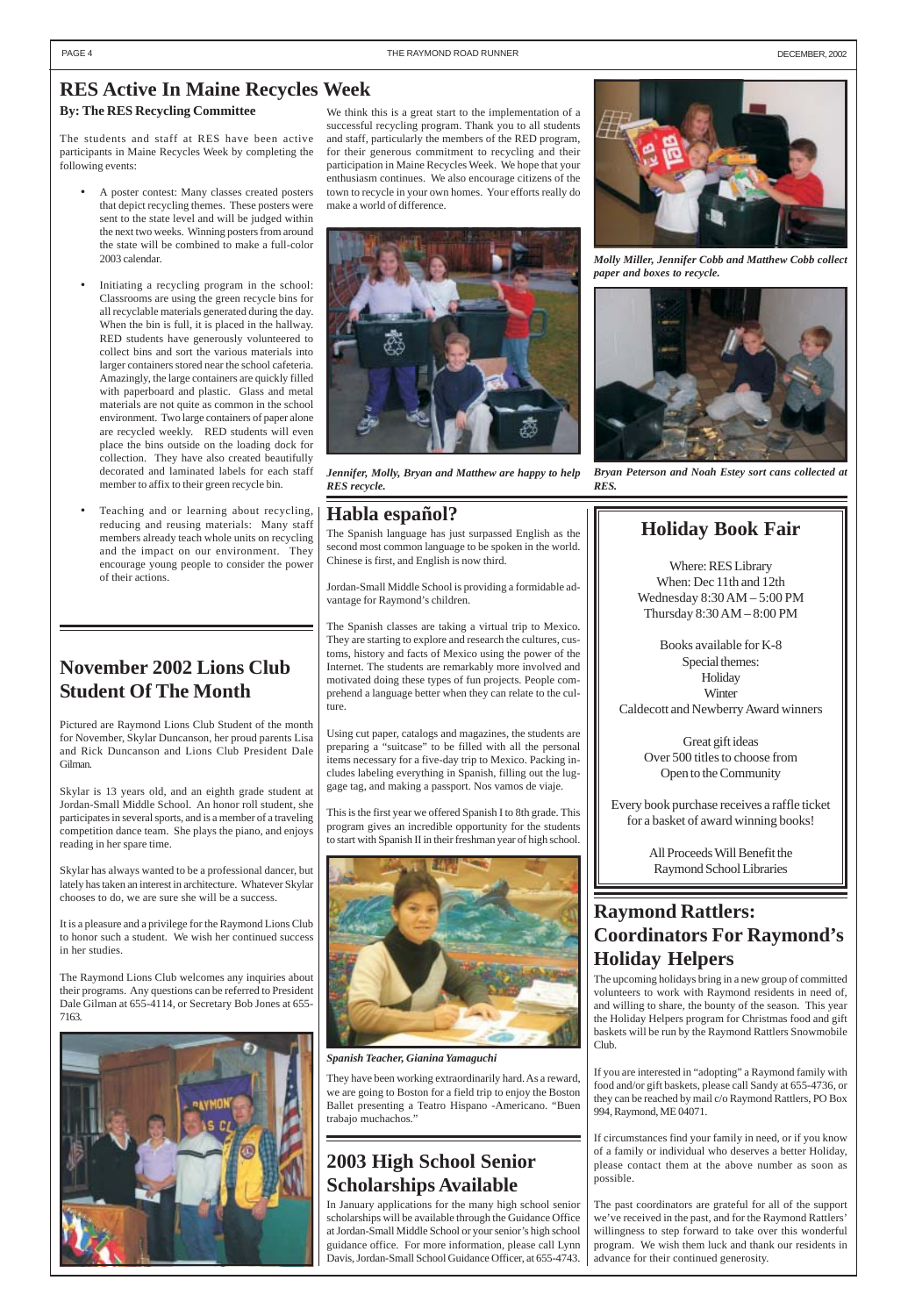## RES Active In Maine Recycles Week

**By: The RES Recycling Committee**

The students and staff at RES have been active participants in Maine Recycles Week by completing the following events:

- A poster contest: Many classes created posters that depict recycling themes. These posters were sent to the state level and will be judged within the next two weeks. Winning posters from around the state will be combined to make a full-color 2003 calendar.
- Initiating a recycling program in the school: Classrooms are using the green recycle bins for all recyclable materials generated during the day. When the bin is full, it is placed in the hallway. RED students have generously volunteered to collect bins and sort the various materials into larger containers stored near the school cafeteria. Amazingly, the large containers are quickly filled with paperboard and plastic. Glass and metal materials are not quite as common in the school environment. Two large containers of paper alone are recycled weekly. RED students will even place the bins outside on the loading dock for collection. They have also created beautifully decorated and laminated labels for each staff member to affix to their green recycle bin.
- Teaching and or learning about recycling, reducing and reusing materials: Many staff members already teach whole units on recycling and the impact on our environment. They encourage young people to consider the power of their actions.

We think this is a great start to the implementation of a successful recycling program. Thank you to all students and staff, particularly the members of the RED program, for their generous commitment to recycling and their participation in Maine Recycles Week. We hope that your enthusiasm continues. We also encourage citizens of the town to recycle in your own homes. Your efforts really do make a world of difference.

*Jennifer, Molly, Bryan and Matthew are happy to help RES recycle.*

*Molly Miller, Jennifer Cobb and Matthew Cobb collect paper and boxes to recycle.*

*Bryan Peterson and Noah Estey sort cans collected at RES.*

## November 2002 Lions Club Student Of The Month

Pictured are Raymond Lions Club Student of the month for November, Skylar Duncanson, her proud parents Lisa and Rick Duncanson and Lions Club President Dale Gilman.

Skylar is 13 years old, and an eighth grade student at Jordan-Small Middle School. An honor roll student, she participates in several sports, and is a member of a traveling competition dance team. She plays the piano, and enjoys reading in her spare time.

Skylar has always wanted to be a professional dancer, but lately has taken an interest in architecture. Whatever Skylar chooses to do, we are sure she will be a success.

It is a pleasure and a privilege for the Raymond Lions Club to honor such a student. We wish her continued success in her studies.

The Raymond Lions Club welcomes any inquiries about their programs. Any questions can be referred to President Dale Gilman at 655-4114, or Secretary Bob Jones at 655-7163.

## Habla español?

The Spanish language has just surpassed English as the second most common language to be spoken in the world. Chinese is first, and English is now third.

Jordan-Small Middle School is providing a formidable advantage for Raymond's children.

The Spanish classes are taking a virtual trip to Mexico. They are starting to explore and research the cultures, customs, history and facts of Mexico using the power of the Internet. The students are remarkably more involved and motivated doing these types of fun projects. People comprehend a language better when they can relate to the culture.

Using cut paper, catalogs and magazines, the students are preparing a "suitcase" to be filled with all the personal items necessary for a five-day trip to Mexico. Packing includes labeling everything in Spanish, filling out the luggage tag, and making a passport. Nos vamos de viaje.

This is the first year we offered Spanish I to 8th grade. This program gives an incredible opportunity for the students to start with Spanish II in their freshman year of high school.

*Spanish Teacher, Gianina Yamaguchi*

They have been working extraordinarily hard. As a reward, we are going to Boston for a field trip to enjoy the Boston Ballet presenting a Teatro Hispano -Americano. "Buen trabajo muchachos."

## 2003 High School Senior Scholarships Available

In January applications for the many high school senior scholarships will be available through the Guidance Office at Jordan-Small Middle School or your senior's high school guidance office. For more information, please call Lynn Davis, Jordan-Small School Guidance Officer, at 655-4743.

## Holiday Book Fair

Where: RES Library
When: Dec 11th and 12th
Wednesday 8:30 AM – 5:00 PM
Thursday 8:30 AM – 8:00 PM

Books available for K-8
Special themes:
Holiday
Winter
Caldecott and Newberry Award winners

Great gift ideas
Over 500 titles to choose from
Open to the Community

Every book purchase receives a raffle ticket for a basket of award winning books!

All Proceeds Will Benefit the Raymond School Libraries

## Raymond Rattlers: Coordinators For Raymond's Holiday Helpers

The upcoming holidays bring in a new group of committed volunteers to work with Raymond residents in need of, and willing to share, the bounty of the season. This year the Holiday Helpers program for Christmas food and gift baskets will be run by the Raymond Rattlers Snowmobile Club.

If you are interested in "adopting" a Raymond family with food and/or gift baskets, please call Sandy at 655-4736, or they can be reached by mail c/o Raymond Rattlers, PO Box 994, Raymond, ME 04071.

If circumstances find your family in need, or if you know of a family or individual who deserves a better Holiday, please contact them at the above number as soon as possible.

The past coordinators are grateful for all of the support we've received in the past, and for the Raymond Rattlers' willingness to step forward to take over this wonderful program. We wish them luck and thank our residents in advance for their continued generosity.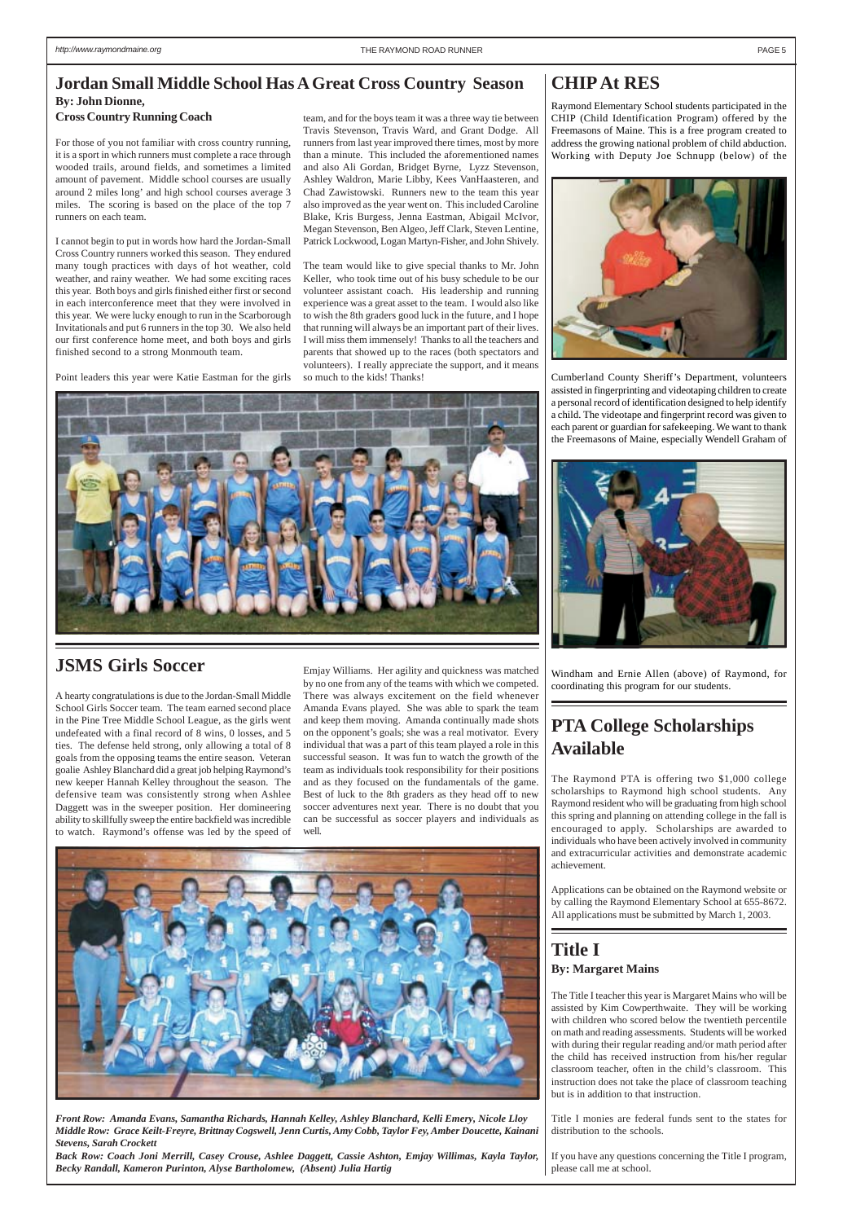## Jordan Small Middle School Has A Great Cross Country Season

**By: John Dionne, Cross Country Running Coach**

For those of you not familiar with cross country running, it is a sport in which runners must complete a race through wooded trails, around fields, and sometimes a limited amount of pavement. Middle school courses are usually around 2 miles long' and high school courses average 3 miles. The scoring is based on the place of the top 7 runners on each team.

I cannot begin to put in words how hard the Jordan-Small Cross Country runners worked this season. They endured many tough practices with days of hot weather, cold weather, and rainy weather. We had some exciting races this year. Both boys and girls finished either first or second in each interconference meet that they were involved in this year. We were lucky enough to run in the Scarborough Invitationals and put 6 runners in the top 30. We also held our first conference home meet, and both boys and girls finished second to a strong Monmouth team.

Point leaders this year were Katie Eastman for the girls team, and for the boys team it was a three way tie between Travis Stevenson, Travis Ward, and Grant Dodge. All runners from last year improved there times, most by more than a minute. This included the aforementioned names and also Ali Gordan, Bridget Byrne, Lyzz Stevenson, Ashley Waldron, Marie Libby, Kees VanHaasteren, and Chad Zawistowski. Runners new to the team this year also improved as the year went on. This included Caroline Blake, Kris Burgess, Jenna Eastman, Abigail McIvor, Megan Stevenson, Ben Algeo, Jeff Clark, Steven Lentine, Patrick Lockwood, Logan Martyn-Fisher, and John Shively.

The team would like to give special thanks to Mr. John Keller, who took time out of his busy schedule to be our volunteer assistant coach. His leadership and running experience was a great asset to the team. I would also like to wish the 8th graders good luck in the future, and I hope that running will always be an important part of their lives. I will miss them immensely! Thanks to all the teachers and parents that showed up to the races (both spectators and volunteers). I really appreciate the support, and it means so much to the kids! Thanks!

## JSMS Girls Soccer

A hearty congratulations is due to the Jordan-Small Middle School Girls Soccer team. The team earned second place in the Pine Tree Middle School League, as the girls went undefeated with a final record of 8 wins, 0 losses, and 5 ties. The defense held strong, only allowing a total of 8 goals from the opposing teams the entire season. Veteran goalie Ashley Blanchard did a great job helping Raymond's new keeper Hannah Kelley throughout the season. The defensive team was consistently strong when Ashlee Daggett was in the sweeper position. Her domineering ability to skillfully sweep the entire backfield was incredible to watch. Raymond's offense was led by the speed of Emjay Williams. Her agility and quickness was matched by no one from any of the teams with which we competed. There was always excitement on the field whenever Amanda Evans played. She was able to spark the team and keep them moving. Amanda continually made shots on the opponent's goals; she was a real motivator. Every individual that was a part of this team played a role in this successful season. It was fun to watch the growth of the team as individuals took responsibility for their positions and as they focused on the fundamentals of the game. Best of luck to the 8th graders as they head off to new soccer adventures next year. There is no doubt that you can be successful as soccer players and individuals as well.

*Front Row: Amanda Evans, Samantha Richards, Hannah Kelley, Ashley Blanchard, Kelli Emery, Nicole Lloy*
*Middle Row: Grace Keilt-Freyre, Brittnay Cogswell, Jenn Curtis, Amy Cobb, Taylor Fey, Amber Doucette, Kainani Stevens, Sarah Crockett*
*Back Row: Coach Joni Merrill, Casey Crouse, Ashlee Daggett, Cassie Ashton, Emjay Willimas, Kayla Taylor, Becky Randall, Kameron Purinton, Alyse Bartholomew, (Absent) Julia Hartig*

## CHIP At RES

Raymond Elementary School students participated in the CHIP (Child Identification Program) offered by the Freemasons of Maine. This is a free program created to address the growing national problem of child abduction. Working with Deputy Joe Schnupp (below) of the Cumberland County Sheriff's Department, volunteers assisted in fingerprinting and videotaping children to create a personal record of identification designed to help identify a child. The videotape and fingerprint record was given to each parent or guardian for safekeeping. We want to thank the Freemasons of Maine, especially Wendell Graham of Windham and Ernie Allen (above) of Raymond, for coordinating this program for our students.

## PTA College Scholarships Available

The Raymond PTA is offering two $1,000 college scholarships to Raymond high school students. Any Raymond resident who will be graduating from high school this spring and planning on attending college in the fall is encouraged to apply. Scholarships are awarded to individuals who have been actively involved in community and extracurricular activities and demonstrate academic achievement.

Applications can be obtained on the Raymond website or by calling the Raymond Elementary School at 655-8672. All applications must be submitted by March 1, 2003.

## Title I

**By: Margaret Mains**

The Title I teacher this year is Margaret Mains who will be assisted by Kim Cowperthwaite. They will be working with children who scored below the twentieth percentile on math and reading assessments. Students will be worked with during their regular reading and/or math period after the child has received instruction from his/her regular classroom teacher, often in the child's classroom. This instruction does not take the place of classroom teaching but is in addition to that instruction.

Title I monies are federal funds sent to the states for distribution to the schools.

If you have any questions concerning the Title I program, please call me at school.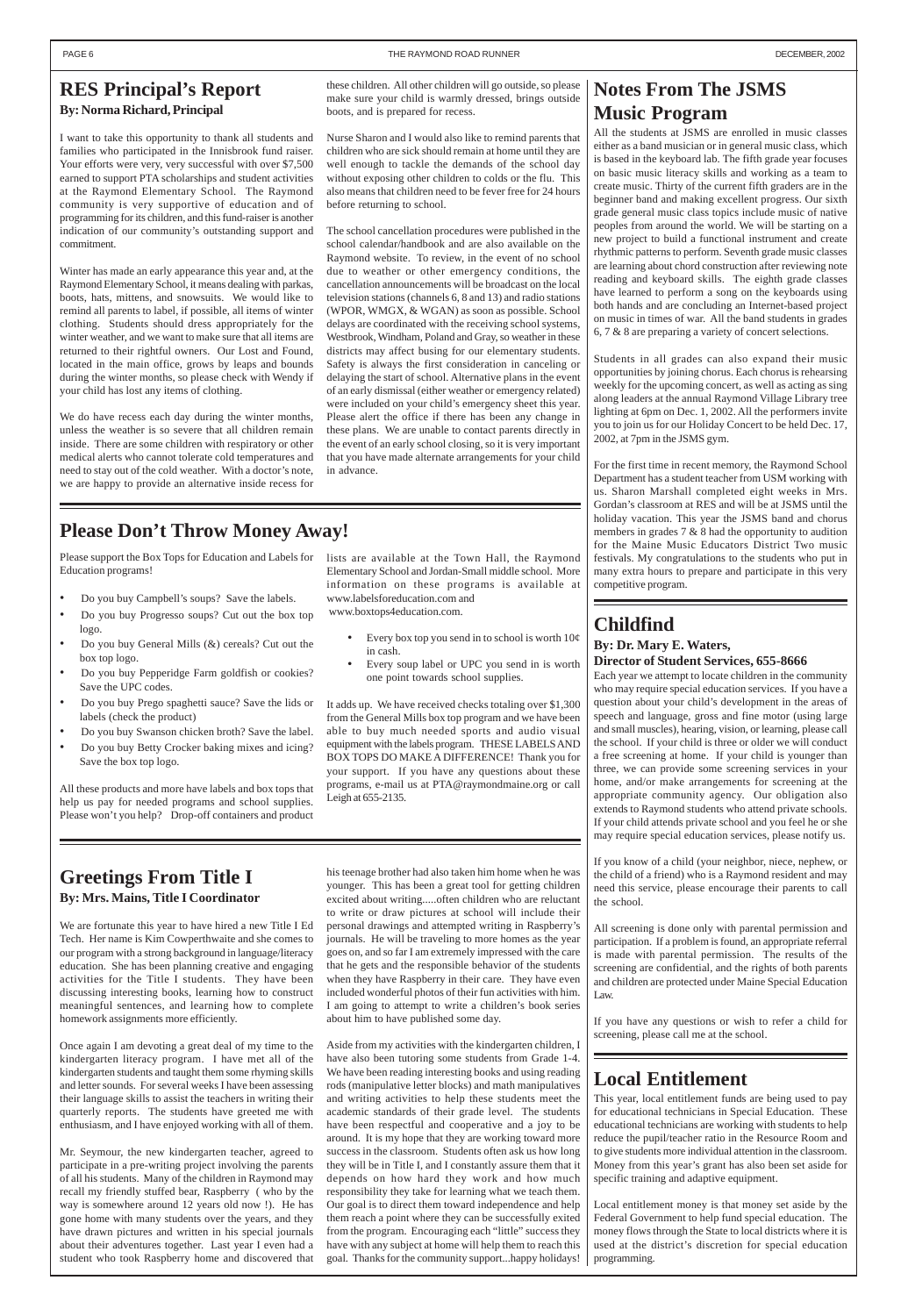## RES Principal's Report

**By: Norma Richard, Principal**

I want to take this opportunity to thank all students and families who participated in the Innisbrook fund raiser. Your efforts were very, very successful with over $7,500 earned to support PTA scholarships and student activities at the Raymond Elementary School. The Raymond community is very supportive of education and of programming for its children, and this fund-raiser is another indication of our community's outstanding support and commitment.

Winter has made an early appearance this year and, at the Raymond Elementary School, it means dealing with parkas, boots, hats, mittens, and snowsuits. We would like to remind all parents to label, if possible, all items of winter clothing. Students should dress appropriately for the winter weather, and we want to make sure that all items are returned to their rightful owners. Our Lost and Found, located in the main office, grows by leaps and bounds during the winter months, so please check with Wendy if your child has lost any items of clothing.

We do have recess each day during the winter months, unless the weather is so severe that all children remain inside. There are some children with respiratory or other medical alerts who cannot tolerate cold temperatures and need to stay out of the cold weather. With a doctor's note, we are happy to provide an alternative inside recess for these children. All other children will go outside, so please make sure your child is warmly dressed, brings outside boots, and is prepared for recess.

Nurse Sharon and I would also like to remind parents that children who are sick should remain at home until they are well enough to tackle the demands of the school day without exposing other children to colds or the flu. This also means that children need to be fever free for 24 hours before returning to school.

The school cancellation procedures were published in the school calendar/handbook and are also available on the Raymond website. To review, in the event of no school due to weather or other emergency conditions, the cancellation announcements will be broadcast on the local television stations (channels 6, 8 and 13) and radio stations (WPOR, WMGX, & WGAN) as soon as possible. School delays are coordinated with the receiving school systems, Westbrook, Windham, Poland and Gray, so weather in these districts may affect busing for our elementary students. Safety is always the first consideration in canceling or delaying the start of school. Alternative plans in the event of an early dismissal (either weather or emergency related) were included on your child's emergency sheet this year. Please alert the office if there has been any change in these plans. We are unable to contact parents directly in the event of an early school closing, so it is very important that you have made alternate arrangements for your child in advance.

## Please Don't Throw Money Away!

Please support the Box Tops for Education and Labels for Education programs!

- Do you buy Campbell's soups? Save the labels.
- Do you buy Progresso soups? Cut out the box top logo.
- Do you buy General Mills (&) cereals? Cut out the box top logo.
- Do you buy Pepperidge Farm goldfish or cookies? Save the UPC codes.
- Do you buy Prego spaghetti sauce? Save the lids or labels (check the product)
- Do you buy Swanson chicken broth? Save the label.
- Do you buy Betty Crocker baking mixes and icing? Save the box top logo.

All these products and more have labels and box tops that help us pay for needed programs and school supplies. Please won't you help? Drop-off containers and product lists are available at the Town Hall, the Raymond Elementary School and Jordan-Small middle school. More information on these programs is available at www.labelsforeducation.com and www.boxtops4education.com.

- Every box top you send in to school is worth 10¢ in cash.
- Every soup label or UPC you send in is worth one point towards school supplies.

It adds up. We have received checks totaling over $1,300 from the General Mills box top program and we have been able to buy much needed sports and audio visual equipment with the labels program. THESE LABELS AND BOX TOPS DO MAKE A DIFFERENCE! Thank you for your support. If you have any questions about these programs, e-mail us at PTA@raymondmaine.org or call Leigh at 655-2135.

## Greetings From Title I

**By: Mrs. Mains, Title I Coordinator**

We are fortunate this year to have hired a new Title I Ed Tech. Her name is Kim Cowperthwaite and she comes to our program with a strong background in language/literacy education. She has been planning creative and engaging activities for the Title I students. They have been discussing interesting books, learning how to construct meaningful sentences, and learning how to complete homework assignments more efficiently.

Once again I am devoting a great deal of my time to the kindergarten literacy program. I have met all of the kindergarten students and taught them some rhyming skills and letter sounds. For several weeks I have been assessing their language skills to assist the teachers in writing their quarterly reports. The students have greeted me with enthusiasm, and I have enjoyed working with all of them.

Mr. Seymour, the new kindergarten teacher, agreed to participate in a pre-writing project involving the parents of all his students. Many of the children in Raymond may recall my friendly stuffed bear, Raspberry ( who by the way is somewhere around 12 years old now !). He has gone home with many students over the years, and they have drawn pictures and written in his special journals about their adventures together. Last year I even had a student who took Raspberry home and discovered that his teenage brother had also taken him home when he was younger. This has been a great tool for getting children excited about writing.....often children who are reluctant to write or draw pictures at school will include their personal drawings and attempted writing in Raspberry's journals. He will be traveling to more homes as the year goes on, and so far I am extremely impressed with the care that he gets and the responsible behavior of the students when they have Raspberry in their care. They have even included wonderful photos of their fun activities with him. I am going to attempt to write a children's book series about him to have published some day.

Aside from my activities with the kindergarten children, I have also been tutoring some students from Grade 1-4. We have been reading interesting books and using reading rods (manipulative letter blocks) and math manipulatives and writing activities to help these students meet the academic standards of their grade level. The students have been respectful and cooperative and a joy to be around. It is my hope that they are working toward more success in the classroom. Students often ask us how long they will be in Title I, and I constantly assure them that it depends on how hard they work and how much responsibility they take for learning what we teach them. Our goal is to direct them toward independence and help them reach a point where they can be successfully exited from the program. Encouraging each "little" success they have with any subject at home will help them to reach this goal. Thanks for the community support...happy holidays!

## Notes From The JSMS Music Program

All the students at JSMS are enrolled in music classes either as a band musician or in general music class, which is based in the keyboard lab. The fifth grade year focuses on basic music literacy skills and working as a team to create music. Thirty of the current fifth graders are in the beginner band and making excellent progress. Our sixth grade general music class topics include music of native peoples from around the world. We will be starting on a new project to build a functional instrument and create rhythmic patterns to perform. Seventh grade music classes are learning about chord construction after reviewing note reading and keyboard skills. The eighth grade classes have learned to perform a song on the keyboards using both hands and are concluding an Internet-based project on music in times of war. All the band students in grades 6, 7 & 8 are preparing a variety of concert selections.

Students in all grades can also expand their music opportunities by joining chorus. Each chorus is rehearsing weekly for the upcoming concert, as well as acting as sing along leaders at the annual Raymond Village Library tree lighting at 6pm on Dec. 1, 2002. All the performers invite you to join us for our Holiday Concert to be held Dec. 17, 2002, at 7pm in the JSMS gym.

For the first time in recent memory, the Raymond School Department has a student teacher from USM working with us. Sharon Marshall completed eight weeks in Mrs. Gordan's classroom at RES and will be at JSMS until the holiday vacation. This year the JSMS band and chorus members in grades 7 & 8 had the opportunity to audition for the Maine Music Educators District Two music festivals. My congratulations to the students who put in many extra hours to prepare and participate in this very competitive program.

## Childfind

**By: Dr. Mary E. Waters, Director of Student Services, 655-8666**

Each year we attempt to locate children in the community who may require special education services. If you have a question about your child's development in the areas of speech and language, gross and fine motor (using large and small muscles), hearing, vision, or learning, please call the school. If your child is three or older we will conduct a free screening at home. If your child is younger than three, we can provide some screening services in your home, and/or make arrangements for screening at the appropriate community agency. Our obligation also extends to Raymond students who attend private schools. If your child attends private school and you feel he or she may require special education services, please notify us.

If you know of a child (your neighbor, niece, nephew, or the child of a friend) who is a Raymond resident and may need this service, please encourage their parents to call the school.

All screening is done only with parental permission and participation. If a problem is found, an appropriate referral is made with parental permission. The results of the screening are confidential, and the rights of both parents and children are protected under Maine Special Education Law.

If you have any questions or wish to refer a child for screening, please call me at the school.

## Local Entitlement

This year, local entitlement funds are being used to pay for educational technicians in Special Education. These educational technicians are working with students to help reduce the pupil/teacher ratio in the Resource Room and to give students more individual attention in the classroom. Money from this year's grant has also been set aside for specific training and adaptive equipment.

Local entitlement money is that money set aside by the Federal Government to help fund special education. The money flows through the State to local districts where it is used at the district's discretion for special education programming.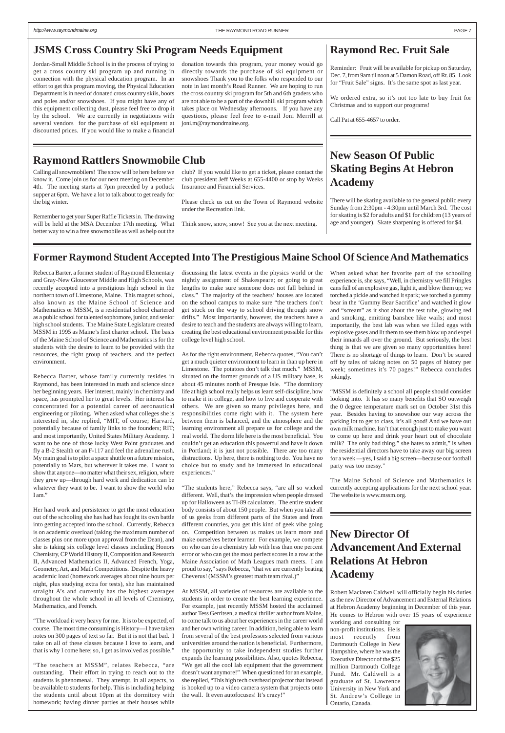## JSMS Cross Country Ski Program Needs Equipment

Jordan-Small Middle School is in the process of trying to get a cross country ski program up and running in connection with the physical education program. In an effort to get this program moving, the Physical Education Department is in need of donated cross country skiis, boots and poles and/or snowshoes. If you might have any of this equipment collecting dust, please feel free to drop it by the school. We are currently in negotiations with several vendors for the purchase of ski equipment at discounted prices. If you would like to make a financial donation towards this program, your money would go directly towards the purchase of ski equipment or snowshoes Thank you to the folks who responded to our note in last month's Road Runner. We are hoping to run the cross country ski program for 5th and 6th graders who are not able to be a part of the downhill ski program which takes place on Wednesday afternoons. If you have any questions, please feel free to e-mail Joni Merrill at joni.m@raymondmaine.org.

## Raymond Rec. Fruit Sale

Reminder: Fruit will be available for pickup on Saturday, Dec. 7, from 9am til noon at 5 Damon Road, off Rt. 85. Look for "Fruit Sale" signs. It's the same spot as last year.

We ordered extra, so it's not too late to buy fruit for Christmas and to support our programs!

Call Pat at 655-4657 to order.

## Raymond Rattlers Snowmobile Club

Calling all snowmobilers! The snow will be here before we know it. Come join us for our next meeting on December 4th. The meeting starts at 7pm preceded by a potluck supper at 6pm. We have a lot to talk about to get ready for the big winter.

Remember to get your Super Raffle Tickets in. The drawing will be held at the MSA December 17th meeting. What better way to win a free snowmobile as well as help out the club? If you would like to get a ticket, please contact the club president Jeff Weeks at 655-4400 or stop by Weeks Insurance and Financial Services.

Please check us out on the Town of Raymond website under the Recreation link.

Think snow, snow, snow! See you at the next meeting.

## New Season Of Public Skating Begins At Hebron Academy

There will be skating available to the general public every Sunday from 2:30pm - 4:30pm until March 3rd. The cost for skating is $2 for adults and $1 for children (13 years of age and younger). Skate sharpening is offered for $4.

## Former Raymond Student Accepted Into The Prestigious Maine School Of Science And Mathematics

Rebecca Barter, a former student of Raymond Elementary and Gray-New Gloucester Middle and High Schools, was recently accepted into a prestigious high school in the northern town of Limestone, Maine. This magnet school, also known as the Maine School of Science and Mathematics or MSSM, is a residential school chartered as a public school for talented sophomore, junior, and senior high school students. The Maine State Legislature created MSSM in 1995 as Maine's first charter school. The basis of the Maine School of Science and Mathematics is for the students with the desire to learn to be provided with the resources, the right group of teachers, and the perfect environment.

Rebecca Barter, whose family currently resides in Raymond, has been interested in math and science since her beginning years. Her interest, mainly in chemistry and space, has prompted her to great levels. Her interest has concentrated for a potential career of aeronautical engineering or piloting. When asked what colleges she is interested in, she replied, "MIT, of course; Harvard, potentially because of family links to the founders; RIT; and most importantly, United States Military Academy. I want to be one of those lucky West Point graduates and fly a B-2 Stealth or an F-117 and feel the adrenaline rush. My main goal is to pilot a space shuttle on a future mission, potentially to Mars, but wherever it takes me. I want to show that anyone—no matter what their sex, religion, where they grew up—through hard work and dedication can be whatever they want to be. I want to show the world who I am."

Her hard work and persistence to get the most education out of the schooling she has had has fought its own battle into getting accepted into the school. Currently, Rebecca is on academic overload (taking the maximum number of classes plus one more upon approval from the Dean), and she is taking six college level classes including Honors Chemistry, CP World History II, Composition and Research II, Advanced Mathematics II, Advanced French, Yoga, Geometry, Art, and Math Competitions. Despite the heavy academic load (homework averages about nine hours per night, plus studying extra for tests), she has maintained straight A's and currently has the highest averages throughout the whole school in all levels of Chemistry, Mathematics, and French.

"The workload it very heavy for me. It is to be expected, of course. The most time consuming is History—I have taken notes on 300 pages of text so far. But it is not that bad. I take on all of these classes because I love to learn, and that is why I come here; so, I get as involved as possible."

"The teachers at MSSM", relates Rebecca, "are outstanding. Their effort in trying to reach out to the students is phenomenal. They attempt, in all aspects, to be available to students for help. This is including helping the students until about 10pm at the dormitory with homework; having dinner parties at their houses while discussing the latest events in the physics world or the nightly assignment of Shakespeare; or going to great lengths to make sure someone does not fall behind in class." The majority of the teachers' houses are located on the school campus to make sure "the teachers don't get stuck on the way to school driving through snow drifts." Most importantly, however, the teachers have a desire to teach and the students are always willing to learn, creating the best educational environment possible for this college level high school.

As for the right environment, Rebecca quotes, "You can't get a much quieter environment to learn in than up here in Limestone. The potatoes don't talk that much." MSSM, situated on the former grounds of a US military base, is about 45 minutes north of Presque Isle. "The dormitory life at high school really helps us learn self-discipline, how to make it in college, and how to live and cooperate with others. We are given so many privileges here, and responsibilities come right with it. The system here between them is balanced, and the atmosphere and the learning environment all prepare us for college and the real world. The dorm life here is the most beneficial. You couldn't get an education this powerful and have it down in Portland; it is just not possible. There are too many distractions. Up here, there is nothing to do. You have no choice but to study and be immersed in educational experiences."

"The students here," Rebecca says, "are all so wicked different. Well, that's the impression when people dressed up for Halloween as TI-89 calculators. The entire student body consists of about 150 people. But when you take all of us geeks from different parts of the States and from different countries, you get this kind of geek vibe going on. Competition between us makes us learn more and make ourselves better learner. For example, we compete on who can do a chemistry lab with less than one percent error or who can get the most perfect scores in a row at the Maine Association of Math Leagues math meets. I am proud to say," says Rebecca, "that we are currently beating Cheverus! (MSSM's greatest math team rival.)"

At MSSM, all varieties of resources are available to the students in order to create the best learning experience. For example, just recently MSSM hosted the acclaimed author Tess Gerritsen, a medical thriller author from Maine, to come talk to us about her experiences in the career world and her own writing career. In addition, being able to learn from several of the best professors selected from various universities around the nation is beneficial. Furthermore, the opportunity to take independent studies further expands the learning possibilities. Also, quotes Rebecca, "We get all the cool lab equipment that the government doesn't want anymore!" When questioned for an example, she replied, "This high tech overhead projector that instead is hooked up to a video camera system that projects onto the wall. It even autofocuses! It's crazy!"

When asked what her favorite part of the schooling experience is, she says, "Well, in chemistry we fill Pringles cans full of an explosive gas, light it, and blow them up; we torched a pickle and watched it spark; we torched a gummy bear in the 'Gummy Bear Sacrifice' and watched it glow and "scream" as it shot about the test tube, glowing red and smoking, emitting banshee like wails; and most importantly, the best lab was when we filled eggs with explosive gases and lit them to see them blow up and expel their innards all over the ground. But seriously, the best thing is that we are given so many opportunities here! There is no shortage of things to learn. Don't be scared off by tales of taking notes on 50 pages of history per week; sometimes it's 70 pages!" Rebecca concludes jokingly.

"MSSM is definitely a school all people should consider looking into. It has so many benefits that SO outweigh the 0 degree temperature mark set on October 31st this year. Besides having to snowshoe our way across the parking lot to get to class, it's all good! And we have out own milk machine. Isn't that enough just to make you want to come up here and drink your heart out of chocolate milk? The only bad thing," she hates to admit," is when the residential directors have to take away our big screen for a week —yes, I said a big screen—because our football party was too messy."

The Maine School of Science and Mathematics is currently accepting applications for the next school year. The website is www.mssm.org.

## New Director Of Advancement And External Relations At Hebron Academy

Robert Maclaren Caldwell will officially begin his duties as the new Director of Advancement and External Relations at Hebron Academy beginning in December of this year. He comes to Hebron with over 15 years of experience working and consulting for non-profit institutions. He is most recently from Dartmouth College in New Hampshire, where he was the Executive Director of the $25 million Dartmouth College Fund. Mr. Caldwell is a graduate of St. Lawrence University in New York and St. Andrew's College in Ontario, Canada.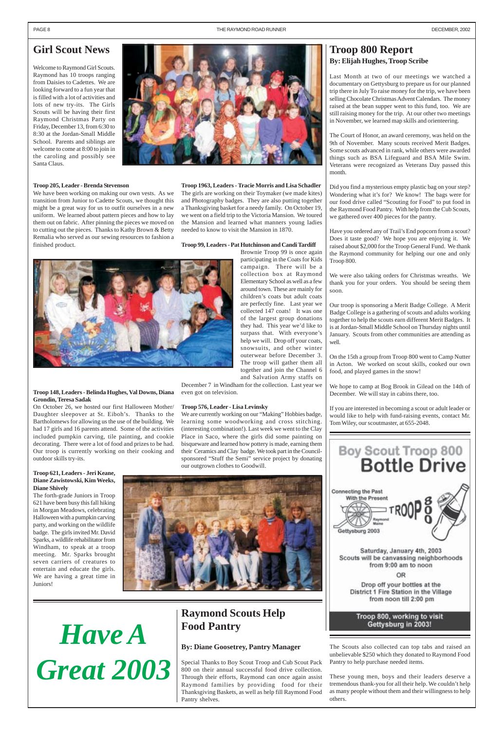# Girl Scout News

Welcome to Raymond Girl Scouts. Raymond has 10 troops ranging from Daisies to Cadettes. We are looking forward to a fun year that is filled with a lot of activities and lots of new try-its. The Girls Scouts will be having their first Raymond Christmas Party on Friday, December 13, from 6:30 to 8:30 at the Jordan-Small Middle School. Parents and siblings are welcome to come at 8:00 to join in the caroling and possibly see Santa Claus.

**Troop 205, Leader - Brenda Stevenson**

We have been working on making our own vests. As we transition from Junior to Cadette Scouts, we thought this might be a great way for us to outfit ourselves in a new uniform. We learned about pattern pieces and how to lay them out on fabric. After pinning the pieces we moved on to cutting out the pieces. Thanks to Kathy Brown & Betty Remalia who served as our sewing resources to fashion a finished product.

**Troop 148, Leaders - Belinda Hughes, Val Downs, Diana Grondin, Teresa Sadak**

On October 26, we hosted our first Halloween Mother/ Daughter sleepover at St. Eiboh's. Thanks to the Bartholomews for allowing us the use of the building. We had 17 girls and 16 parents attend. Some of the activities included pumpkin carving, tile painting, and cookie decorating. There were a lot of food and prizes to be had. Our troop is currently working on their cooking and outdoor skills try-its.

**Troop 621, Leaders - Jeri Keane, Diane Zawistowski, Kim Weeks, Diane Shively**

The forth-grade Juniors in Troop 621 have been busy this fall hiking in Morgan Meadows, celebrating Halloween with a pumpkin carving party, and working on the wildlife badge. The girls invited Mr. David Sparks, a wildlife rehabilitator from Windham, to speak at a troop meeting. Mr. Sparks brought seven carriers of creatures to entertain and educate the girls. We are having a great time in Juniors!

**Troop 1963, Leaders - Tracie Morris and Lisa Schadler**

The girls are working on their Toymaker (we made kites) and Photography badges. They are also putting together a Thanksgiving basket for a needy family. On October 19, we went on a field trip to the Victoria Mansion. We toured the Mansion and learned what manners young ladies needed to know to visit the Mansion in 1870.

**Troop 99, Leaders - Pat Hutchinson and Candi Tardiff**

Brownie Troop 99 is once again participating in the Coats for Kids campaign. There will be a collection box at Raymond Elementary School as well as a few around town. These are mainly for children's coats but adult coats are perfectly fine. Last year we collected 147 coats! It was one of the largest group donations they had. This year we'd like to surpass that. With everyone's help we will. Drop off your coats, snowsuits, and other winter outerwear before December 3. The troop will gather them all together and join the Channel 6 and Salvation Army staffs on December 7 in Windham for the collection. Last year we even got on television.

**Troop 576, Leader - Lisa Levinsky**

We are currently working on our "Making" Hobbies badge, learning some woodworking and cross stitching. (interesting combination!). Last week we went to the Clay Place in Saco, where the girls did some painting on bisqueware and learned how pottery is made, earning them their Ceramics and Clay badge. We took part in the Council-sponsored "Stuff the Semi" service project by donating our outgrown clothes to Goodwill.

# Troop 800 Report

**By: Elijah Hughes, Troop Scribe**

Last Month at two of our meetings we watched a documentary on Gettysburg to prepare us for our planned trip there in July To raise money for the trip, we have been selling Chocolate Christmas Advent Calendars. The money raised at the bean supper went to this fund, too. We are still raising money for the trip. At our other two meetings in November, we learned map skills and orienteering.

The Court of Honor, an award ceremony, was held on the 9th of November. Many scouts received Merit Badges. Some scouts advanced in rank, while others were awarded things such as BSA Lifeguard and BSA Mile Swim. Veterans were recognized as Veterans Day passed this month.

Did you find a mysterious empty plastic bag on your step? Wondering what it's for? We know! The bags were for our food drive called "Scouting for Food" to put food in the Raymond Food Pantry. With help from the Cub Scouts, we gathered over 400 pieces for the pantry.

Have you ordered any of Trail's End popcorn from a scout? Does it taste good? We hope you are enjoying it. We raised about $2,000 for the Troop General Fund. We thank the Raymond community for helping our one and only Troop 800.

We were also taking orders for Christmas wreaths. We thank you for your orders. You should be seeing them soon.

Our troop is sponsoring a Merit Badge College. A Merit Badge College is a gathering of scouts and adults working together to help the scouts earn different Merit Badges. It is at Jordan-Small Middle School on Thursday nights until January. Scouts from other communities are attending as well.

On the 15th a group from Troop 800 went to Camp Nutter in Acton. We worked on scout skills, cooked our own food, and played games in the snow!

We hope to camp at Bog Brook in Gilead on the 14th of December. We will stay in cabins there, too.

If you are interested in becoming a scout or adult leader or would like to help with fund-raising events, contact Mr. Tom Wiley, our scoutmaster, at 655-2048.

## Boy Scout Troop 800 Bottle Drive

Connecting the Past With the Present

Gettysburg 2003

Saturday, January 4th, 2003
Scouts will be canvassing neighborhoods from 9:00 am to noon

OR

Drop off your bottles at the District 1 Fire Station in the Village from noon till 2:00 pm

Troop 800, working to visit Gettysburg in 2003!

# *Have A Great 2003*

# Raymond Scouts Help Food Pantry

**By: Diane Goosetrey, Pantry Manager**

Special Thanks to Boy Scout Troop and Cub Scout Pack 800 on their annual successful food drive collection. Through their efforts, Raymond can once again assist Raymond families by providing food for their Thanksgiving Baskets, as well as help fill Raymond Food Pantry shelves.

The Scouts also collected can top tabs and raised an unbelievable $250 which they donated to Raymond Food Pantry to help purchase needed items.

These young men, boys and their leaders deserve a tremendous thank-you for all their help. We couldn't help as many people without them and their willingness to help others.